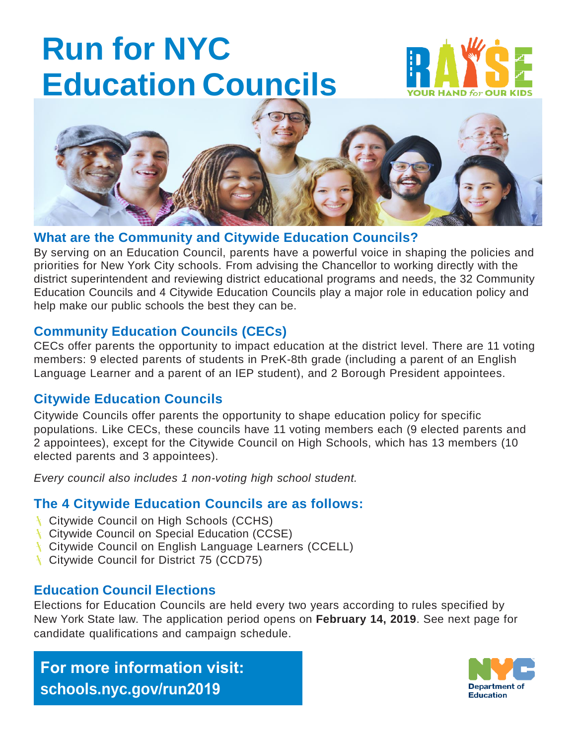# Run for NYC Education Councils

RAISE YOUR HAND *for* OUR KIDS

### What are the Community and Citywide Education Councils?

By serving on an Education Council, parents have a powerful voice in shaping the policies and priorities for New York City schools. From advising the Chancellor to working directly with the district superintendent and reviewing district educational programs and needs, the 32 Community Education Councils and 4 Citywide Education Councils play a major role in education policy and help make our public schools the best they can be.

### Community Education Councils (CECs)

CECs offer parents the opportunity to impact education at the district level. There are 11 voting members: 9 elected parents of students in PreK-8th grade (including a parent of an English Language Learner and a parent of an IEP student), and 2 Borough President appointees.

### Citywide Education Councils

Citywide Councils offer parents the opportunity to shape education policy for specific populations. Like CECs, these councils have 11 voting members each (9 elected parents and 2 appointees), except for the Citywide Council on High Schools, which has 13 members (10 elected parents and 3 appointees).

*Every council also includes 1 non-voting high school student.*

### The 4 Citywide Education Councils are as follows:

- Citywide Council on High Schools (CCHS)
- Citywide Council on Special Education (CCSE)
- Citywide Council on English Language Learners (CCELL)
- Citywide Council for District 75 (CCD75)

### Education Council Elections

Elections for Education Councils are held every two years according to rules specified by New York State law. The application period opens on **February 14, 2019**. See next page for candidate qualifications and campaign schedule.

**For more information visit: schools.nyc.gov/run2019**

NYC Department of Education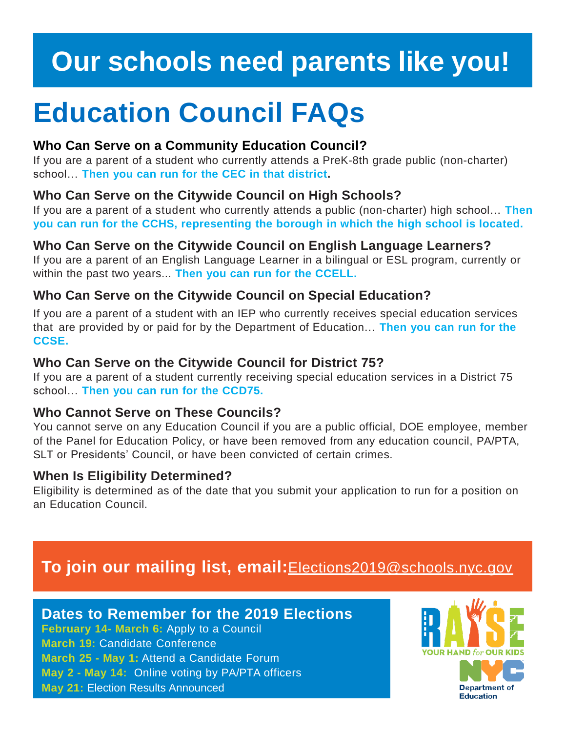# Our schools need parents like you!

# Education Council FAQs

### Who Can Serve on a Community Education Council?

If you are a parent of a student who currently attends a PreK-8th grade public (non-charter) school… **Then you can run for the CEC in that district.**

### Who Can Serve on the Citywide Council on High Schools?

If you are a parent of a student who currently attends a public (non-charter) high school… **Then you can run for the CCHS, representing the borough in which the high school is located.**

### Who Can Serve on the Citywide Council on English Language Learners?

If you are a parent of an English Language Learner in a bilingual or ESL program, currently or within the past two years... **Then you can run for the CCELL.**

### Who Can Serve on the Citywide Council on Special Education?

If you are a parent of a student with an IEP who currently receives special education services that are provided by or paid for by the Department of Education… **Then you can run for the CCSE.**

### Who Can Serve on the Citywide Council for District 75?

If you are a parent of a student currently receiving special education services in a District 75 school… **Then you can run for the CCD75.**

### Who Cannot Serve on These Councils?

You cannot serve on any Education Council if you are a public official, DOE employee, member of the Panel for Education Policy, or have been removed from any education council, PA/PTA, SLT or Presidents' Council, or have been convicted of certain crimes.

### When Is Eligibility Determined?

Eligibility is determined as of the date that you submit your application to run for a position on an Education Council.

## To join our mailing list, email: Elections2019@schools.nyc.gov

### Dates to Remember for the 2019 Elections

**February 14- March 6:** Apply to a Council
**March 19:** Candidate Conference
**March 25 - May 1:** Attend a Candidate Forum
**May 2 - May 14:** Online voting by PA/PTA officers
**May 21:** Election Results Announced

RAISE YOUR HAND *for* OUR KIDS

NYC Department of Education